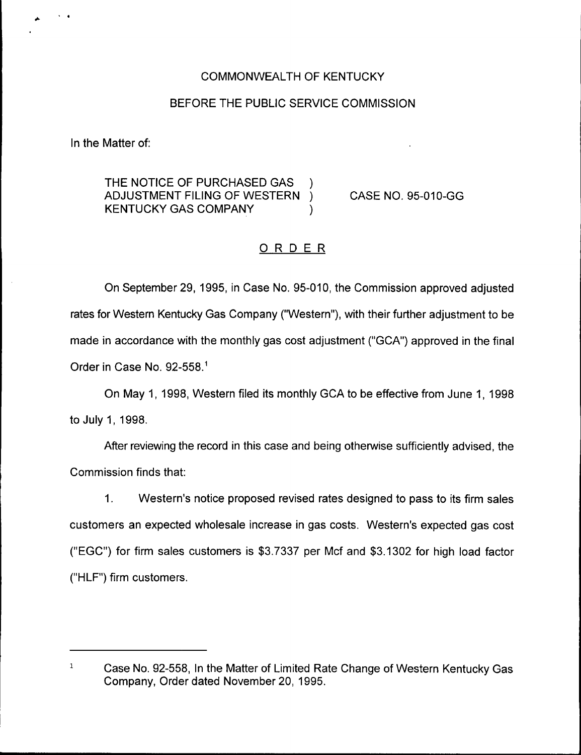COMMONWEALTH OF KENTUCKY

BEFORE THE PUBLIC SERVICE COMMISSION

In the Matter of:

THE NOTICE OF PURCHASED GAS ADJUSTMENT FILING OF WESTERN KENTUCKY GAS COMPANY ) CASE NO. 95-010-GG

## ORDER

On September 29, 1995, in Case No. 95-010, the Commission approved adjusted rates for Western Kentucky Gas Company ("Western"), with their further adjustment to be made in accordance with the monthly gas cost adjustment ("GCA") approved in the final Order in Case No. 92-558.[1]

On May 1, 1998, Western filed its monthly GCA to be effective from June 1, 1998 to July 1, 1998.

After reviewing the record in this case and being otherwise sufficiently advised, the Commission finds that:

1. Western's notice proposed revised rates designed to pass to its firm sales customers an expected wholesale increase in gas costs. Western's expected gas cost ("EGC") for firm sales customers is $3.7337 per Mcf and $3.1302 for high load factor ("HLF") firm customers.

---

[1] Case No. 92-558, In the Matter of Limited Rate Change of Western Kentucky Gas Company, Order dated November 20, 1995.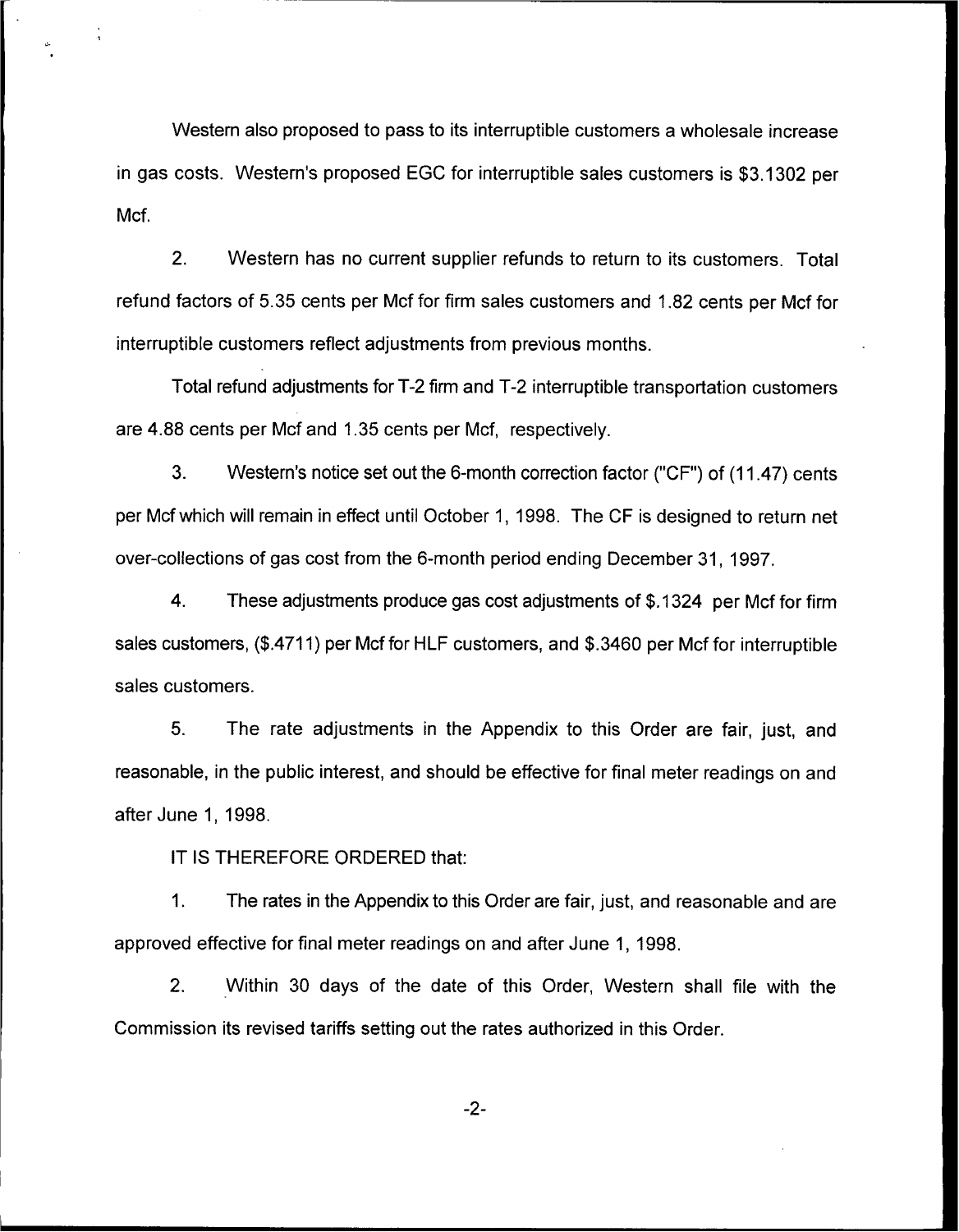Western also proposed to pass to its interruptible customers a wholesale increase in gas costs. Western's proposed EGC for interruptible sales customers is $3.1302 per Mcf.

2. Western has no current supplier refunds to return to its customers. Total refund factors of 5.35 cents per Mcf for firm sales customers and 1.82 cents per Mcf for interruptible customers reflect adjustments from previous months.

Total refund adjustments for T-2 firm and T-2 interruptible transportation customers are 4.88 cents per Mcf and 1.35 cents per Mcf, respectively.

3. Western's notice set out the 6-month correction factor ("CF") of (11.47) cents per Mcf which will remain in effect until October 1, 1998. The CF is designed to return net over-collections of gas cost from the 6-month period ending December 31, 1997.

4. These adjustments produce gas cost adjustments of $.1324 per Mcf for firm sales customers, ($.4711) per Mcf for HLF customers, and $.3460 per Mcf for interruptible sales customers.

5. The rate adjustments in the Appendix to this Order are fair, just, and reasonable, in the public interest, and should be effective for final meter readings on and after June 1, 1998.

IT IS THEREFORE ORDERED that:

1. The rates in the Appendix to this Order are fair, just, and reasonable and are approved effective for final meter readings on and after June 1, 1998.

2. Within 30 days of the date of this Order, Western shall file with the Commission its revised tariffs setting out the rates authorized in this Order.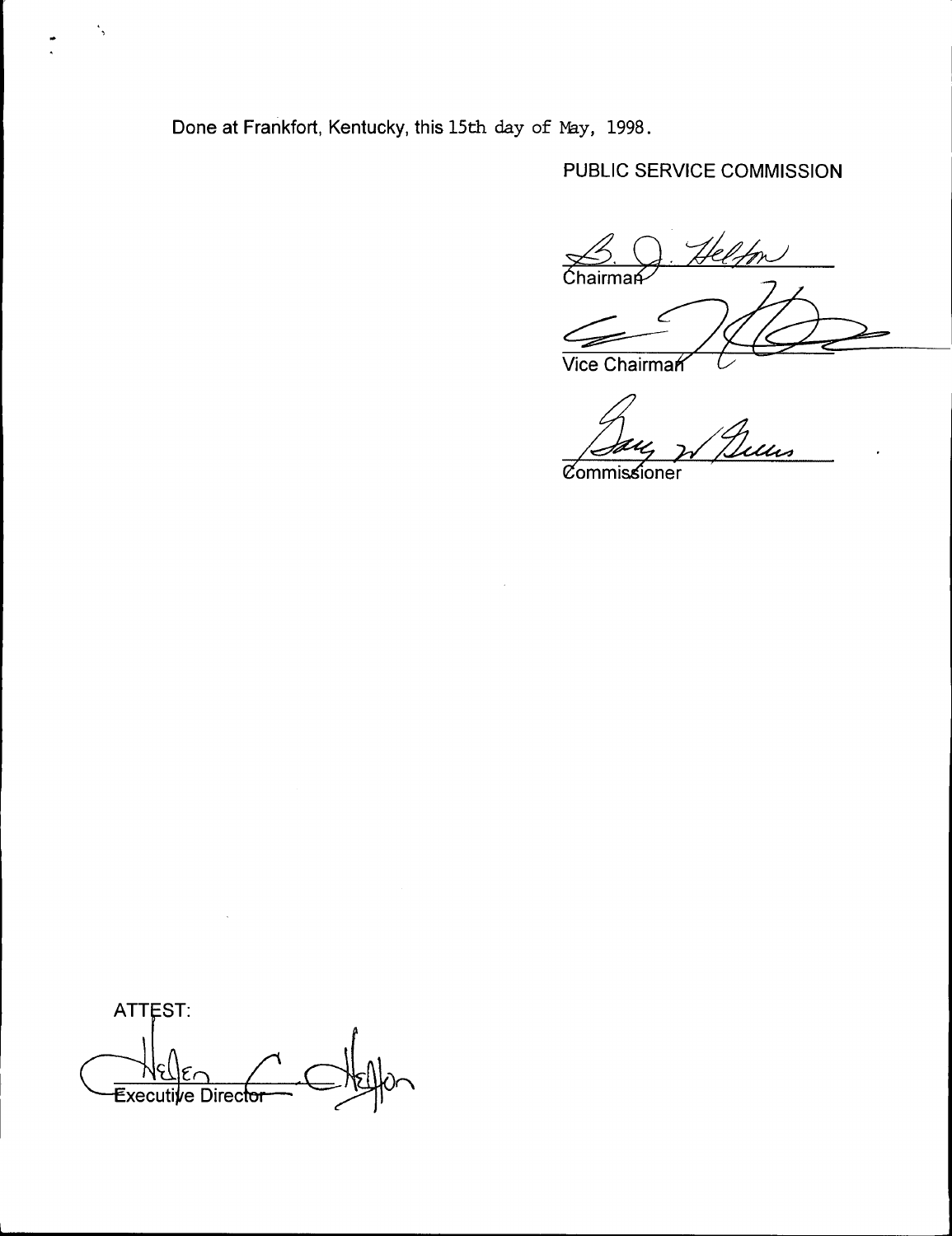Done at Frankfort, Kentucky, this 15th day of May, 1998.

PUBLIC SERVICE COMMISSION

Chairman

Vice Chairman

Commissioner

ATTEST:

Executive Director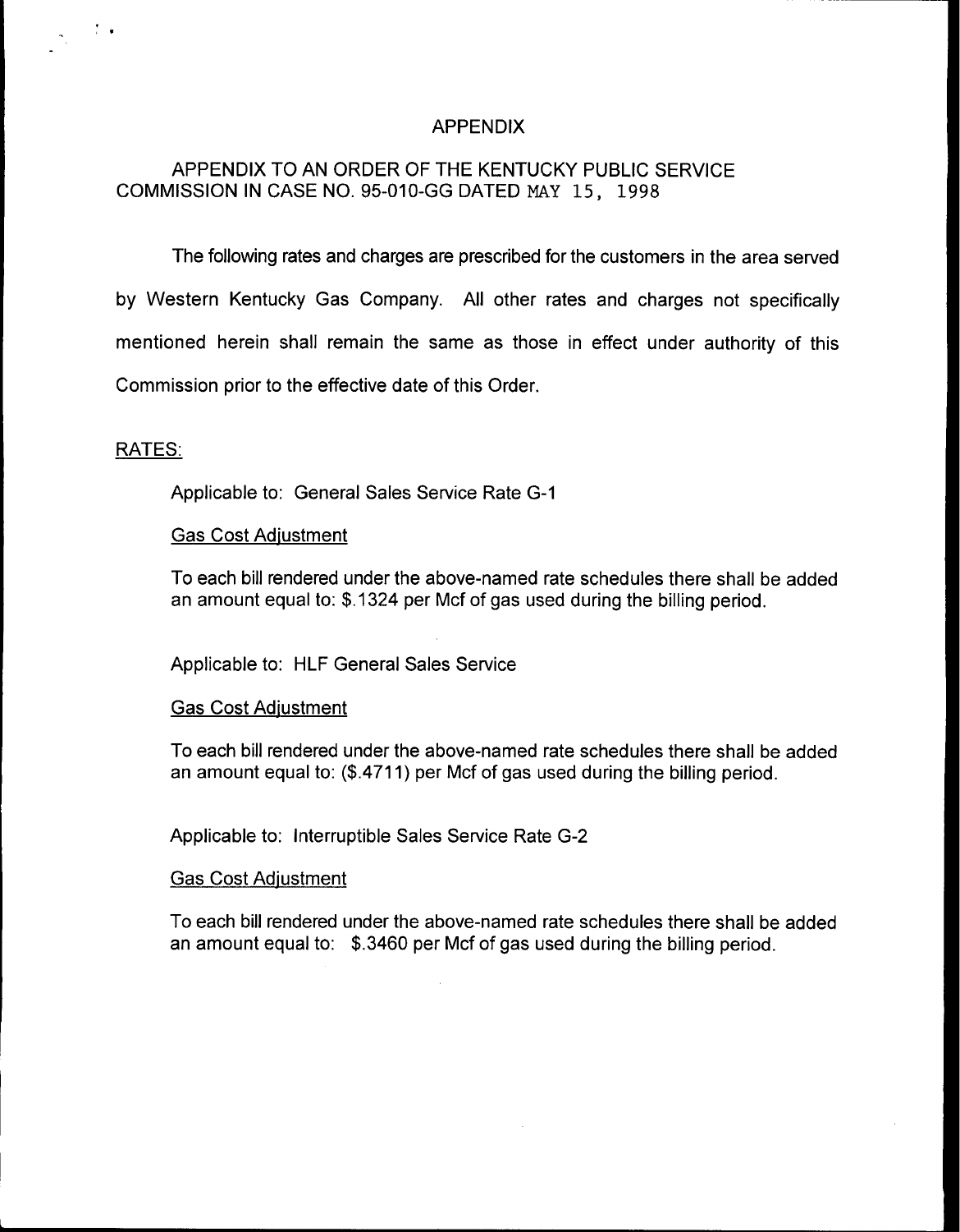# APPENDIX

## APPENDIX TO AN ORDER OF THE KENTUCKY PUBLIC SERVICE COMMISSION IN CASE NO. 95-010-GG DATED MAY 15, 1998

The following rates and charges are prescribed for the customers in the area served by Western Kentucky Gas Company. All other rates and charges not specifically mentioned herein shall remain the same as those in effect under authority of this Commission prior to the effective date of this Order.

RATES:

Applicable to: General Sales Service Rate G-1

Gas Cost Adjustment

To each bill rendered under the above-named rate schedules there shall be added an amount equal to: $.1324 per Mcf of gas used during the billing period.

Applicable to: HLF General Sales Service

Gas Cost Adjustment

To each bill rendered under the above-named rate schedules there shall be added an amount equal to: ($.4711) per Mcf of gas used during the billing period.

Applicable to: Interruptible Sales Service Rate G-2

Gas Cost Adjustment

To each bill rendered under the above-named rate schedules there shall be added an amount equal to: $.3460 per Mcf of gas used during the billing period.